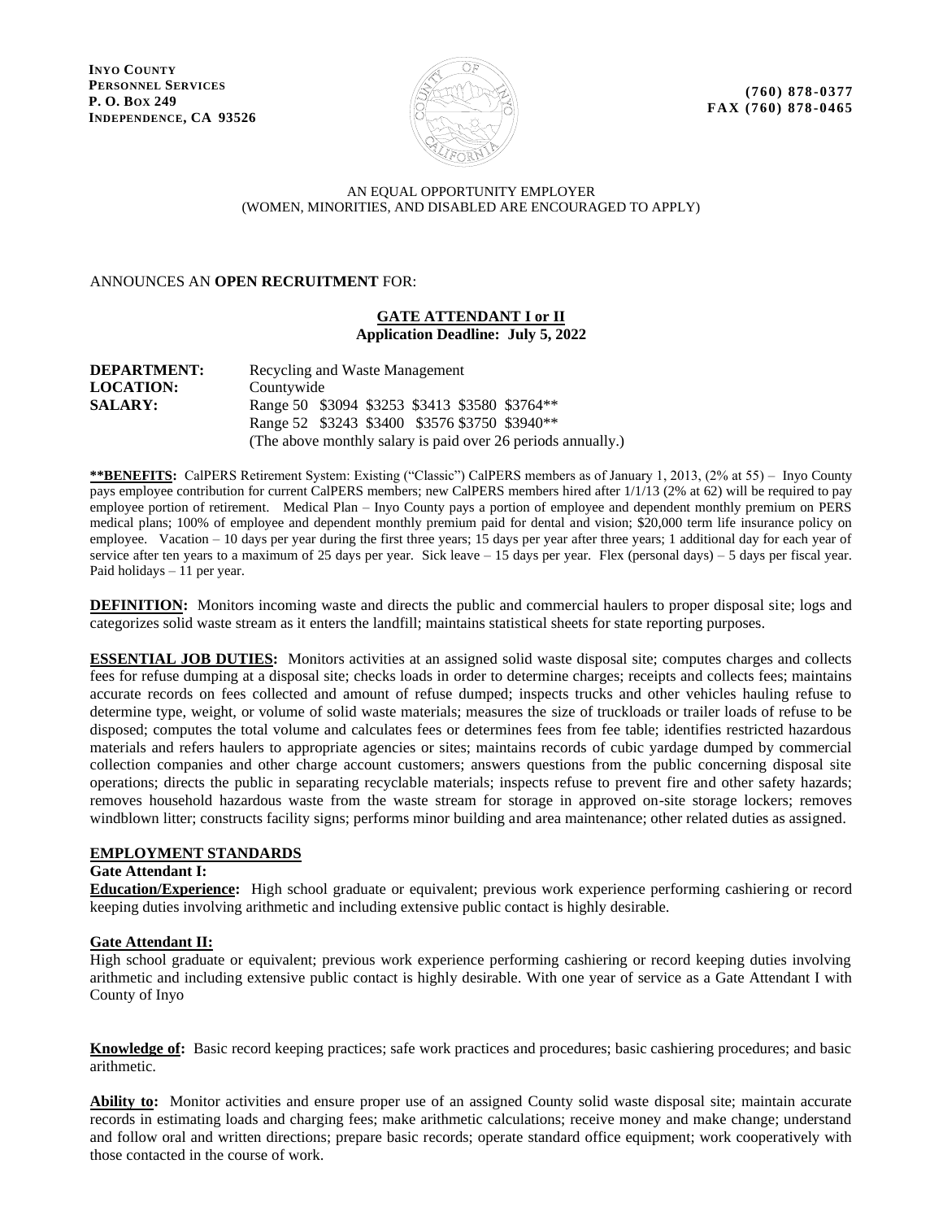**INYO COUNTY**
**PERSONNEL SERVICES**
**P. O. BOX 249**
**INDEPENDENCE, CA 93526**

**(760) 878-0377**
**FAX (760) 878-0465**

AN EQUAL OPPORTUNITY EMPLOYER
(WOMEN, MINORITIES, AND DISABLED ARE ENCOURAGED TO APPLY)

ANNOUNCES AN **OPEN RECRUITMENT** FOR:

## GATE ATTENDANT I or II

**Application Deadline: July 5, 2022**

**DEPARTMENT:** Recycling and Waste Management
**LOCATION:** Countywide
**SALARY:** Range 50 $3094 $3253 $3413 $3580 $3764**
Range 52 $3243 $3400 $3576 $3750 $3940**
(The above monthly salary is paid over 26 periods annually.)

****BENEFITS:** CalPERS Retirement System: Existing ("Classic") CalPERS members as of January 1, 2013, (2% at 55) – Inyo County pays employee contribution for current CalPERS members; new CalPERS members hired after 1/1/13 (2% at 62) will be required to pay employee portion of retirement. Medical Plan – Inyo County pays a portion of employee and dependent monthly premium on PERS medical plans; 100% of employee and dependent monthly premium paid for dental and vision; $20,000 term life insurance policy on employee. Vacation – 10 days per year during the first three years; 15 days per year after three years; 1 additional day for each year of service after ten years to a maximum of 25 days per year. Sick leave – 15 days per year. Flex (personal days) – 5 days per fiscal year. Paid holidays – 11 per year.

**DEFINITION:** Monitors incoming waste and directs the public and commercial haulers to proper disposal site; logs and categorizes solid waste stream as it enters the landfill; maintains statistical sheets for state reporting purposes.

**ESSENTIAL JOB DUTIES:** Monitors activities at an assigned solid waste disposal site; computes charges and collects fees for refuse dumping at a disposal site; checks loads in order to determine charges; receipts and collects fees; maintains accurate records on fees collected and amount of refuse dumped; inspects trucks and other vehicles hauling refuse to determine type, weight, or volume of solid waste materials; measures the size of truckloads or trailer loads of refuse to be disposed; computes the total volume and calculates fees or determines fees from fee table; identifies restricted hazardous materials and refers haulers to appropriate agencies or sites; maintains records of cubic yardage dumped by commercial collection companies and other charge account customers; answers questions from the public concerning disposal site operations; directs the public in separating recyclable materials; inspects refuse to prevent fire and other safety hazards; removes household hazardous waste from the waste stream for storage in approved on-site storage lockers; removes windblown litter; constructs facility signs; performs minor building and area maintenance; other related duties as assigned.

### EMPLOYMENT STANDARDS

**Gate Attendant I:**

**Education/Experience:** High school graduate or equivalent; previous work experience performing cashiering or record keeping duties involving arithmetic and including extensive public contact is highly desirable.

**Gate Attendant II:**

High school graduate or equivalent; previous work experience performing cashiering or record keeping duties involving arithmetic and including extensive public contact is highly desirable. With one year of service as a Gate Attendant I with County of Inyo

**Knowledge of:** Basic record keeping practices; safe work practices and procedures; basic cashiering procedures; and basic arithmetic.

**Ability to:** Monitor activities and ensure proper use of an assigned County solid waste disposal site; maintain accurate records in estimating loads and charging fees; make arithmetic calculations; receive money and make change; understand and follow oral and written directions; prepare basic records; operate standard office equipment; work cooperatively with those contacted in the course of work.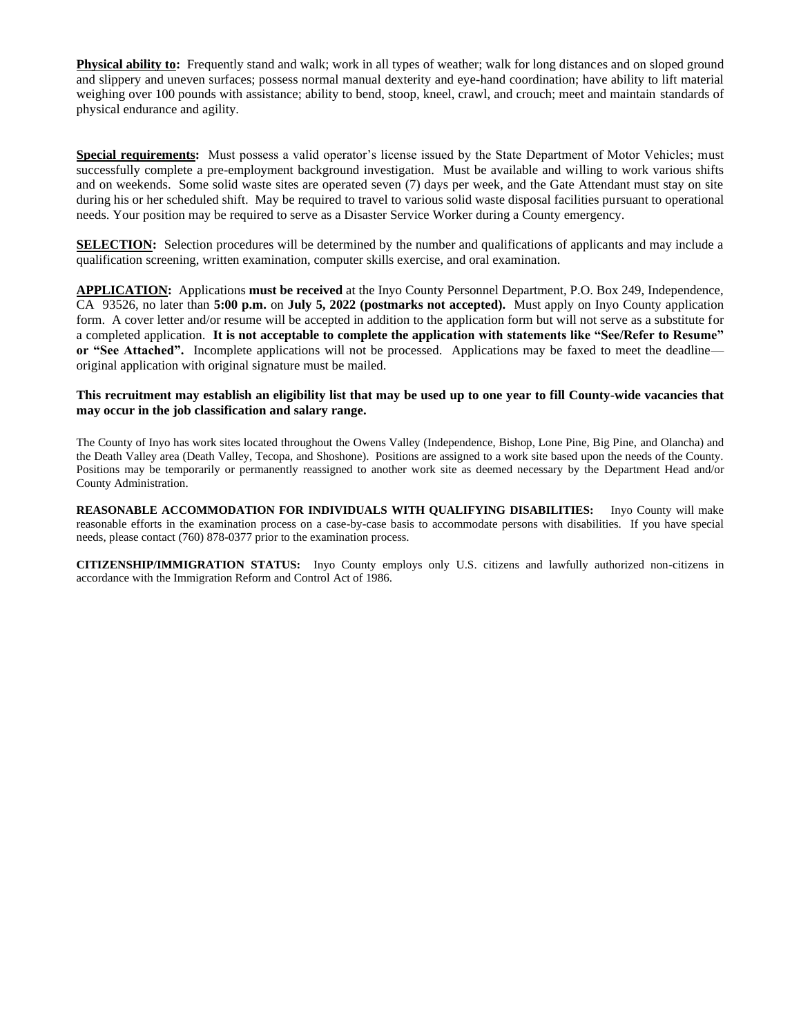**Physical ability to:** Frequently stand and walk; work in all types of weather; walk for long distances and on sloped ground and slippery and uneven surfaces; possess normal manual dexterity and eye-hand coordination; have ability to lift material weighing over 100 pounds with assistance; ability to bend, stoop, kneel, crawl, and crouch; meet and maintain standards of physical endurance and agility.

**Special requirements:** Must possess a valid operator's license issued by the State Department of Motor Vehicles; must successfully complete a pre-employment background investigation. Must be available and willing to work various shifts and on weekends. Some solid waste sites are operated seven (7) days per week, and the Gate Attendant must stay on site during his or her scheduled shift. May be required to travel to various solid waste disposal facilities pursuant to operational needs. Your position may be required to serve as a Disaster Service Worker during a County emergency.

**SELECTION:** Selection procedures will be determined by the number and qualifications of applicants and may include a qualification screening, written examination, computer skills exercise, and oral examination.

**APPLICATION:** Applications **must be received** at the Inyo County Personnel Department, P.O. Box 249, Independence, CA 93526, no later than **5:00 p.m.** on **July 5, 2022 (postmarks not accepted).** Must apply on Inyo County application form. A cover letter and/or resume will be accepted in addition to the application form but will not serve as a substitute for a completed application. **It is not acceptable to complete the application with statements like "See/Refer to Resume" or "See Attached".** Incomplete applications will not be processed. Applications may be faxed to meet the deadline—original application with original signature must be mailed.

**This recruitment may establish an eligibility list that may be used up to one year to fill County-wide vacancies that may occur in the job classification and salary range.**

The County of Inyo has work sites located throughout the Owens Valley (Independence, Bishop, Lone Pine, Big Pine, and Olancha) and the Death Valley area (Death Valley, Tecopa, and Shoshone). Positions are assigned to a work site based upon the needs of the County. Positions may be temporarily or permanently reassigned to another work site as deemed necessary by the Department Head and/or County Administration.

**REASONABLE ACCOMMODATION FOR INDIVIDUALS WITH QUALIFYING DISABILITIES:** Inyo County will make reasonable efforts in the examination process on a case-by-case basis to accommodate persons with disabilities. If you have special needs, please contact (760) 878-0377 prior to the examination process.

**CITIZENSHIP/IMMIGRATION STATUS:** Inyo County employs only U.S. citizens and lawfully authorized non-citizens in accordance with the Immigration Reform and Control Act of 1986.